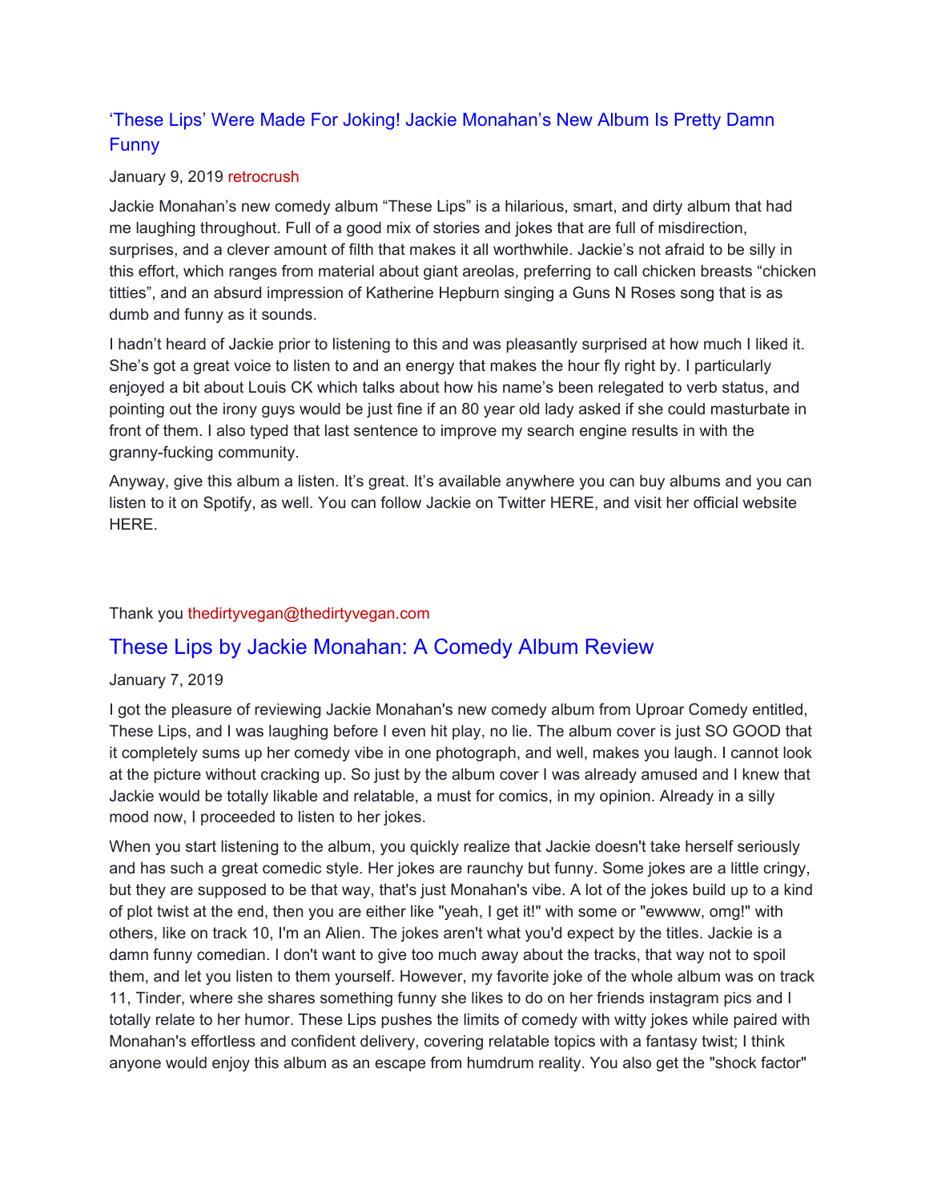## 'These Lips' Were Made For Joking! Jackie Monahan's New Album Is Pretty Damn Funny

January 9, 2019 retrocrush

Jackie Monahan's new comedy album "These Lips" is a hilarious, smart, and dirty album that had me laughing throughout. Full of a good mix of stories and jokes that are full of misdirection, surprises, and a clever amount of filth that makes it all worthwhile. Jackie's not afraid to be silly in this effort, which ranges from material about giant areolas, preferring to call chicken breasts "chicken titties", and an absurd impression of Katherine Hepburn singing a Guns N Roses song that is as dumb and funny as it sounds.

I hadn't heard of Jackie prior to listening to this and was pleasantly surprised at how much I liked it. She's got a great voice to listen to and an energy that makes the hour fly right by. I particularly enjoyed a bit about Louis CK which talks about how his name's been relegated to verb status, and pointing out the irony guys would be just fine if an 80 year old lady asked if she could masturbate in front of them. I also typed that last sentence to improve my search engine results in with the granny-fucking community.

Anyway, give this album a listen. It's great. It's available anywhere you can buy albums and you can listen to it on Spotify, as well. You can follow Jackie on Twitter HERE, and visit her official website HERE.

Thank you thedirtyvegan@thedirtyvegan.com

## These Lips by Jackie Monahan: A Comedy Album Review

January 7, 2019

I got the pleasure of reviewing Jackie Monahan's new comedy album from Uproar Comedy entitled, These Lips, and I was laughing before I even hit play, no lie. The album cover is just SO GOOD that it completely sums up her comedy vibe in one photograph, and well, makes you laugh. I cannot look at the picture without cracking up. So just by the album cover I was already amused and I knew that Jackie would be totally likable and relatable, a must for comics, in my opinion. Already in a silly mood now, I proceeded to listen to her jokes.

When you start listening to the album, you quickly realize that Jackie doesn't take herself seriously and has such a great comedic style. Her jokes are raunchy but funny. Some jokes are a little cringy, but they are supposed to be that way, that's just Monahan's vibe. A lot of the jokes build up to a kind of plot twist at the end, then you are either like "yeah, I get it!" with some or "ewwww, omg!" with others, like on track 10, I'm an Alien. The jokes aren't what you'd expect by the titles. Jackie is a damn funny comedian. I don't want to give too much away about the tracks, that way not to spoil them, and let you listen to them yourself. However, my favorite joke of the whole album was on track 11, Tinder, where she shares something funny she likes to do on her friends instagram pics and I totally relate to her humor. These Lips pushes the limits of comedy with witty jokes while paired with Monahan's effortless and confident delivery, covering relatable topics with a fantasy twist; I think anyone would enjoy this album as an escape from humdrum reality. You also get the "shock factor"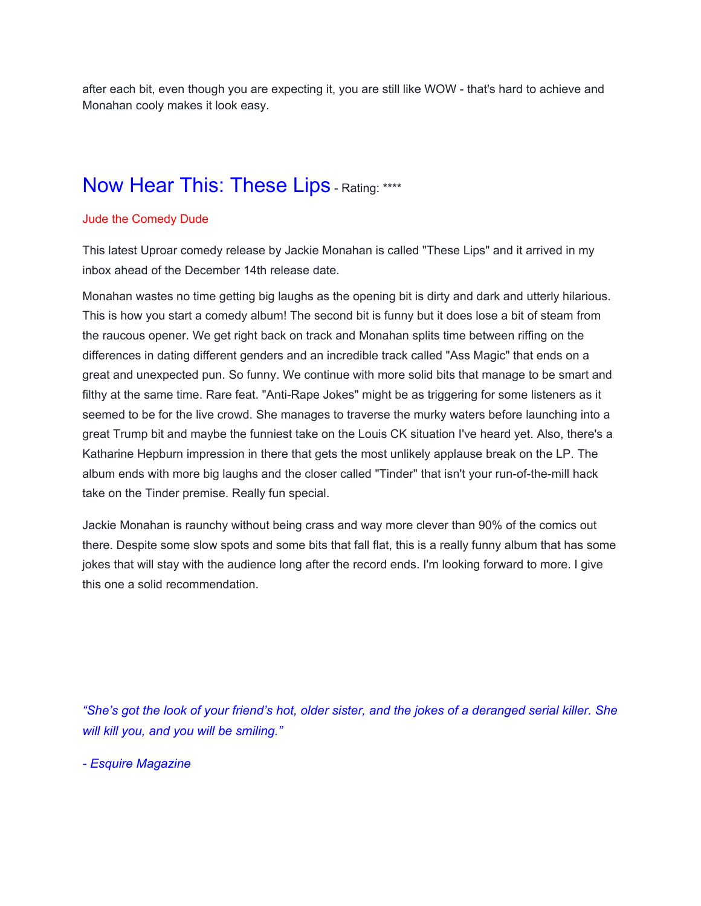after each bit, even though you are expecting it, you are still like WOW - that's hard to achieve and Monahan cooly makes it look easy.

## Now Hear This: These Lips - Rating: ****

Jude the Comedy Dude

This latest Uproar comedy release by Jackie Monahan is called "These Lips" and it arrived in my inbox ahead of the December 14th release date.

Monahan wastes no time getting big laughs as the opening bit is dirty and dark and utterly hilarious. This is how you start a comedy album! The second bit is funny but it does lose a bit of steam from the raucous opener. We get right back on track and Monahan splits time between riffing on the differences in dating different genders and an incredible track called "Ass Magic" that ends on a great and unexpected pun. So funny. We continue with more solid bits that manage to be smart and filthy at the same time. Rare feat. "Anti-Rape Jokes" might be as triggering for some listeners as it seemed to be for the live crowd. She manages to traverse the murky waters before launching into a great Trump bit and maybe the funniest take on the Louis CK situation I've heard yet. Also, there's a Katharine Hepburn impression in there that gets the most unlikely applause break on the LP. The album ends with more big laughs and the closer called "Tinder" that isn't your run-of-the-mill hack take on the Tinder premise. Really fun special.

Jackie Monahan is raunchy without being crass and way more clever than 90% of the comics out there. Despite some slow spots and some bits that fall flat, this is a really funny album that has some jokes that will stay with the audience long after the record ends. I'm looking forward to more. I give this one a solid recommendation.

*"She's got the look of your friend's hot, older sister, and the jokes of a deranged serial killer. She will kill you, and you will be smiling."*

*- Esquire Magazine*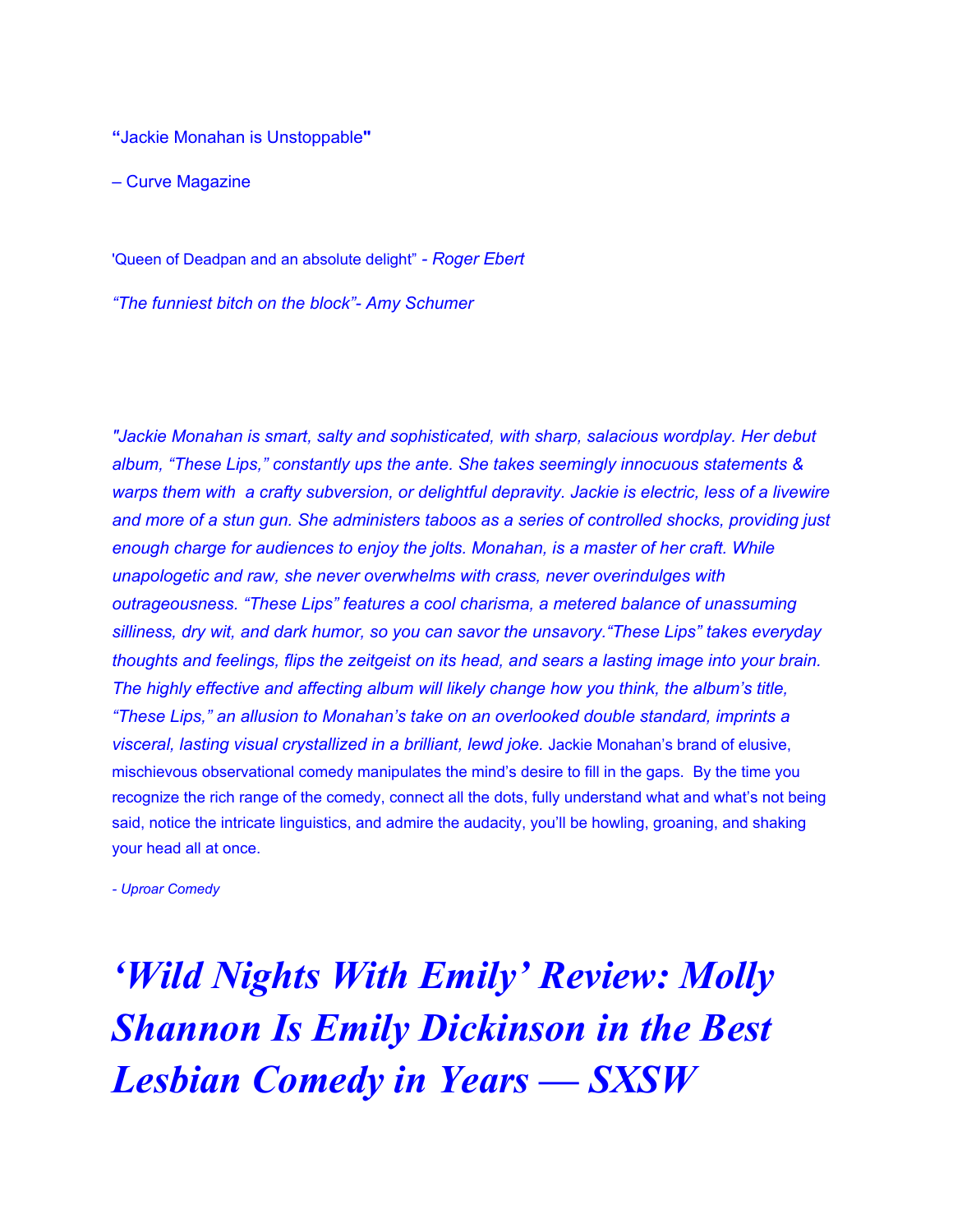**"**Jackie Monahan is Unstoppable**"**

– Curve Magazine

'Queen of Deadpan and an absolute delight" - *Roger Ebert*

*"The funniest bitch on the block"- Amy Schumer*

*"Jackie Monahan is smart, salty and sophisticated, with sharp, salacious wordplay. Her debut album, "These Lips," constantly ups the ante. She takes seemingly innocuous statements & warps them with a crafty subversion, or delightful depravity. Jackie is electric, less of a livewire and more of a stun gun. She administers taboos as a series of controlled shocks, providing just enough charge for audiences to enjoy the jolts. Monahan, is a master of her craft. While unapologetic and raw, she never overwhelms with crass, never overindulges with outrageousness. "These Lips" features a cool charisma, a metered balance of unassuming silliness, dry wit, and dark humor, so you can savor the unsavory."These Lips" takes everyday thoughts and feelings, flips the zeitgeist on its head, and sears a lasting image into your brain. The highly effective and affecting album will likely change how you think, the album's title, "These Lips," an allusion to Monahan's take on an overlooked double standard, imprints a visceral, lasting visual crystallized in a brilliant, lewd joke.* Jackie Monahan's brand of elusive, mischievous observational comedy manipulates the mind's desire to fill in the gaps. By the time you recognize the rich range of the comedy, connect all the dots, fully understand what and what's not being said, notice the intricate linguistics, and admire the audacity, you'll be howling, groaning, and shaking your head all at once.

*- Uproar Comedy*

# *'Wild Nights With Emily' Review: Molly Shannon Is Emily Dickinson in the Best Lesbian Comedy in Years — SXSW*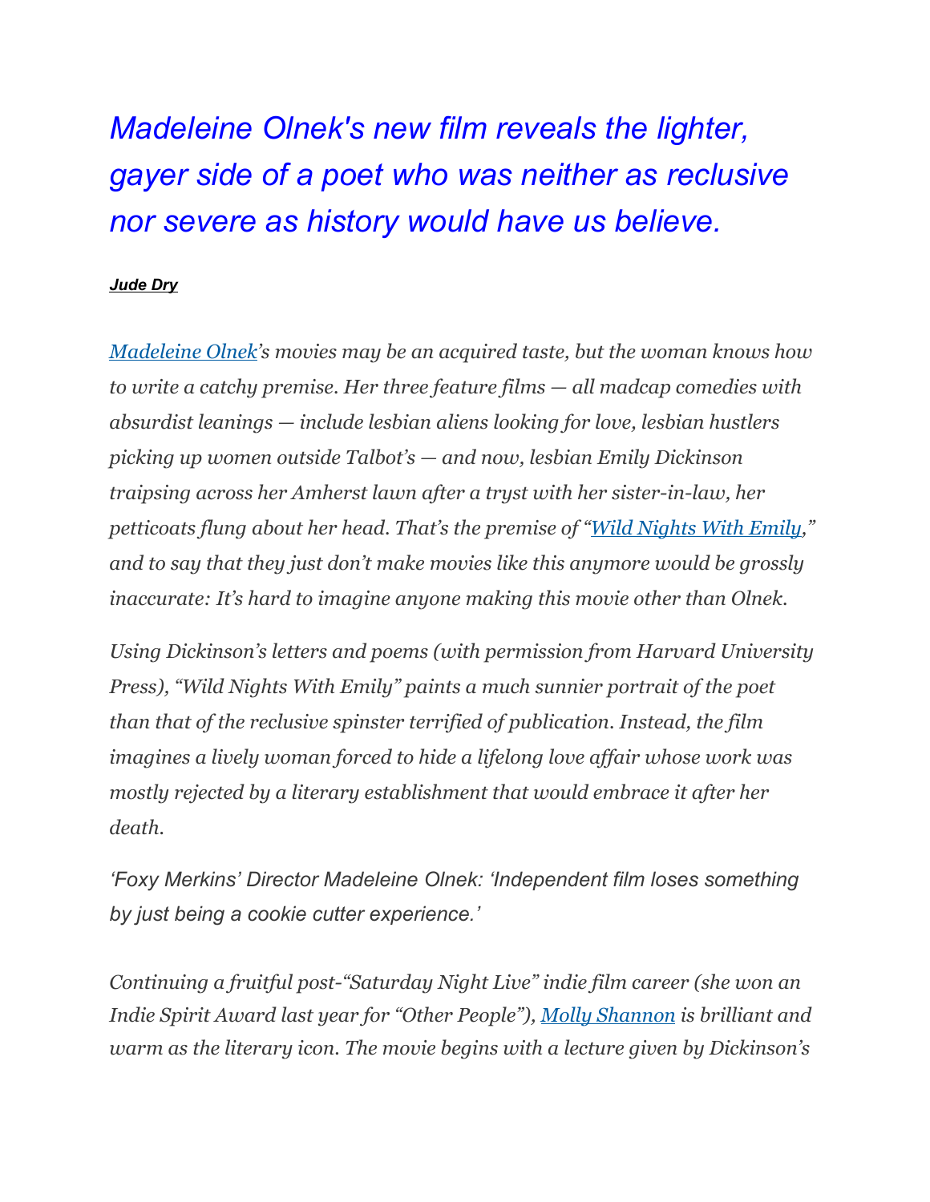## *Madeleine Olnek's new film reveals the lighter, gayer side of a poet who was neither as reclusive nor severe as history would have us believe.*

***Jude Dry***

*[Madeleine Olnek](Madeleine Olnek)'s movies may be an acquired taste, but the woman knows how to write a catchy premise. Her three feature films — all madcap comedies with absurdist leanings — include lesbian aliens looking for love, lesbian hustlers picking up women outside Talbot's — and now, lesbian Emily Dickinson traipsing across her Amherst lawn after a tryst with her sister-in-law, her petticoats flung about her head. That's the premise of "Wild Nights With Emily," and to say that they just don't make movies like this anymore would be grossly inaccurate: It's hard to imagine anyone making this movie other than Olnek.*

*Using Dickinson's letters and poems (with permission from Harvard University Press), "Wild Nights With Emily" paints a much sunnier portrait of the poet than that of the reclusive spinster terrified of publication. Instead, the film imagines a lively woman forced to hide a lifelong love affair whose work was mostly rejected by a literary establishment that would embrace it after her death.*

*'Foxy Merkins' Director Madeleine Olnek: 'Independent film loses something by just being a cookie cutter experience.'*

*Continuing a fruitful post-"Saturday Night Live" indie film career (she won an Indie Spirit Award last year for "Other People"), Molly Shannon is brilliant and warm as the literary icon. The movie begins with a lecture given by Dickinson's*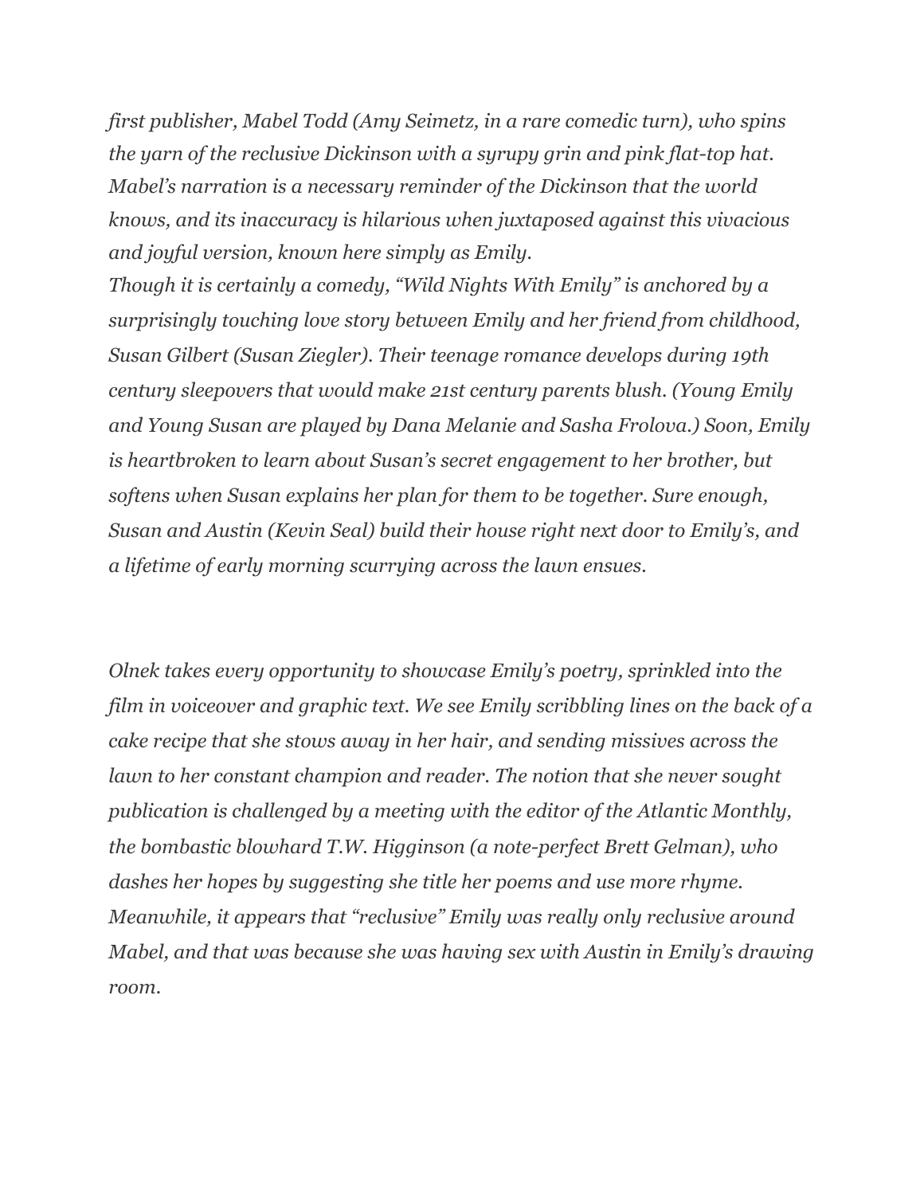*first publisher, Mabel Todd (Amy Seimetz, in a rare comedic turn), who spins the yarn of the reclusive Dickinson with a syrupy grin and pink flat-top hat. Mabel's narration is a necessary reminder of the Dickinson that the world knows, and its inaccuracy is hilarious when juxtaposed against this vivacious and joyful version, known here simply as Emily.*

*Though it is certainly a comedy, "Wild Nights With Emily" is anchored by a surprisingly touching love story between Emily and her friend from childhood, Susan Gilbert (Susan Ziegler). Their teenage romance develops during 19th century sleepovers that would make 21st century parents blush. (Young Emily and Young Susan are played by Dana Melanie and Sasha Frolova.) Soon, Emily is heartbroken to learn about Susan's secret engagement to her brother, but softens when Susan explains her plan for them to be together. Sure enough, Susan and Austin (Kevin Seal) build their house right next door to Emily's, and a lifetime of early morning scurrying across the lawn ensues.*

*Olnek takes every opportunity to showcase Emily's poetry, sprinkled into the film in voiceover and graphic text. We see Emily scribbling lines on the back of a cake recipe that she stows away in her hair, and sending missives across the lawn to her constant champion and reader. The notion that she never sought publication is challenged by a meeting with the editor of the Atlantic Monthly, the bombastic blowhard T.W. Higginson (a note-perfect Brett Gelman), who dashes her hopes by suggesting she title her poems and use more rhyme. Meanwhile, it appears that "reclusive" Emily was really only reclusive around Mabel, and that was because she was having sex with Austin in Emily's drawing room.*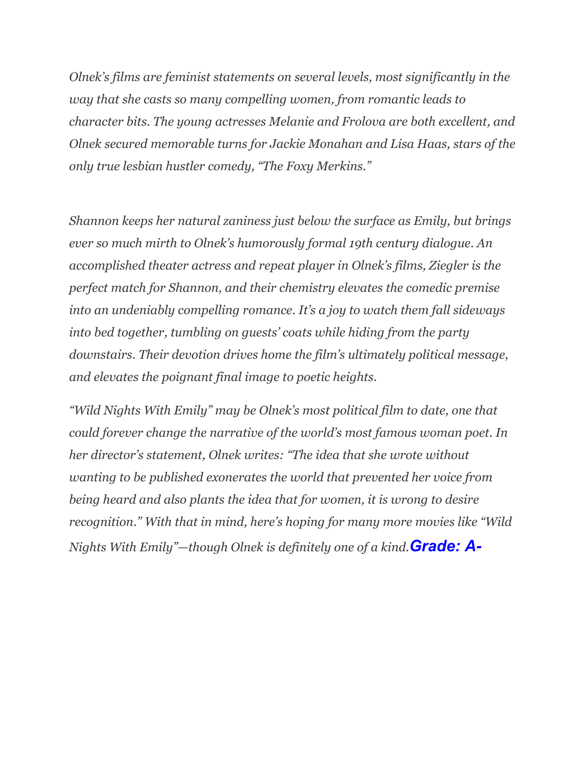*Olnek's films are feminist statements on several levels, most significantly in the way that she casts so many compelling women, from romantic leads to character bits. The young actresses Melanie and Frolova are both excellent, and Olnek secured memorable turns for Jackie Monahan and Lisa Haas, stars of the only true lesbian hustler comedy, "The Foxy Merkins."*

*Shannon keeps her natural zaniness just below the surface as Emily, but brings ever so much mirth to Olnek's humorously formal 19th century dialogue. An accomplished theater actress and repeat player in Olnek's films, Ziegler is the perfect match for Shannon, and their chemistry elevates the comedic premise into an undeniably compelling romance. It's a joy to watch them fall sideways into bed together, tumbling on guests' coats while hiding from the party downstairs. Their devotion drives home the film's ultimately political message, and elevates the poignant final image to poetic heights.*

*"Wild Nights With Emily" may be Olnek's most political film to date, one that could forever change the narrative of the world's most famous woman poet. In her director's statement, Olnek writes: "The idea that she wrote without wanting to be published exonerates the world that prevented her voice from being heard and also plants the idea that for women, it is wrong to desire recognition." With that in mind, here's hoping for many more movies like "Wild Nights With Emily"—though Olnek is definitely one of a kind.* ***Grade: A-***